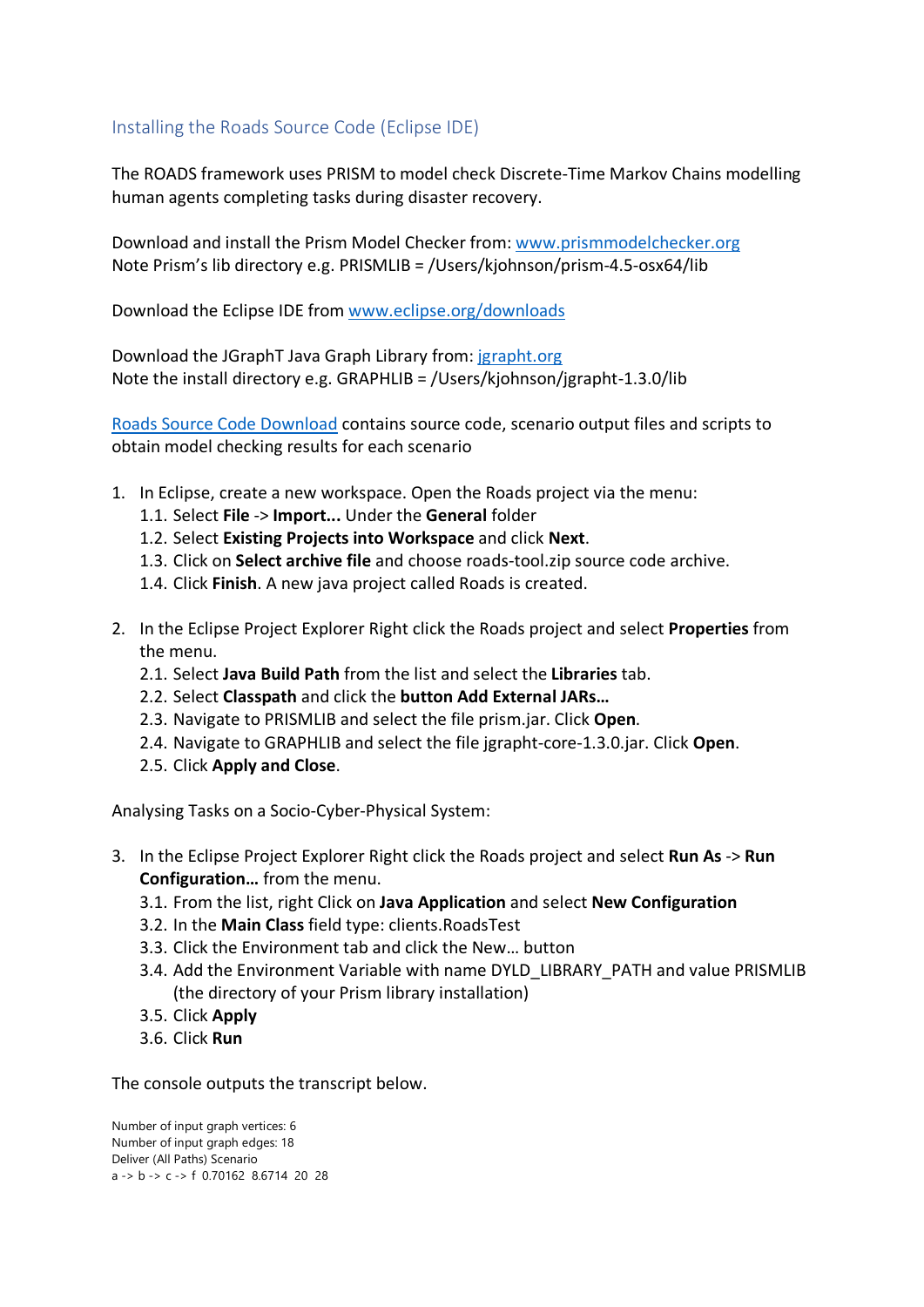## Installing the Roads Source Code (Eclipse IDE)

The ROADS framework uses PRISM to model check Discrete-Time Markov Chains modelling human agents completing tasks during disaster recovery.

Download and install the Prism Model Checker from: [www.prismmodelchecker.org](www.prismmodelchecker.org)
Note Prism's lib directory e.g. PRISMLIB = /Users/kjohnson/prism-4.5-osx64/lib

Download the Eclipse IDE from [www.eclipse.org/downloads](www.eclipse.org/downloads)

Download the JGraphT Java Graph Library from: [jgrapht.org](jgrapht.org)
Note the install directory e.g. GRAPHLIB = /Users/kjohnson/jgrapht-1.3.0/lib

Roads Source Code Download contains source code, scenario output files and scripts to obtain model checking results for each scenario

1. In Eclipse, create a new workspace. Open the Roads project via the menu:
   1.1. Select **File** -> **Import...** Under the **General** folder
   1.2. Select **Existing Projects into Workspace** and click **Next**.
   1.3. Click on **Select archive file** and choose roads-tool.zip source code archive.
   1.4. Click **Finish**. A new java project called Roads is created.

2. In the Eclipse Project Explorer Right click the Roads project and select **Properties** from the menu.
   2.1. Select **Java Build Path** from the list and select the **Libraries** tab.
   2.2. Select **Classpath** and click the **button Add External JARs…**
   2.3. Navigate to PRISMLIB and select the file prism.jar. Click **Open**.
   2.4. Navigate to GRAPHLIB and select the file jgrapht-core-1.3.0.jar. Click **Open**.
   2.5. Click **Apply and Close**.

Analysing Tasks on a Socio-Cyber-Physical System:

3. In the Eclipse Project Explorer Right click the Roads project and select **Run As** -> **Run Configuration…** from the menu.
   3.1. From the list, right Click on **Java Application** and select **New Configuration**
   3.2. In the **Main Class** field type: clients.RoadsTest
   3.3. Click the Environment tab and click the New… button
   3.4. Add the Environment Variable with name DYLD_LIBRARY_PATH and value PRISMLIB (the directory of your Prism library installation)
   3.5. Click **Apply**
   3.6. Click **Run**

The console outputs the transcript below.

```
Number of input graph vertices: 6
Number of input graph edges: 18
Deliver (All Paths) Scenario
a -> b -> c -> f  0.70162  8.6714  20  28
```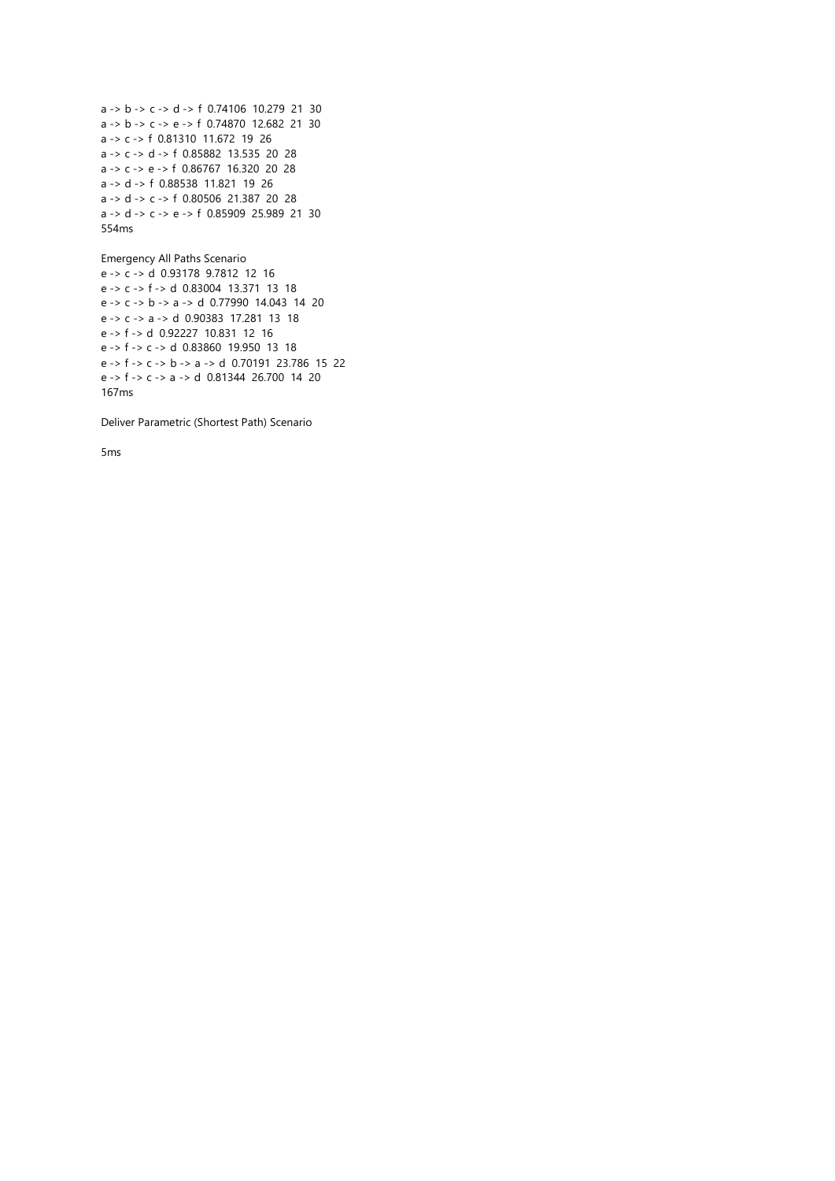a -> b -> c -> d -> f  0.74106  10.279  21  30
a -> b -> c -> e -> f  0.74870  12.682  21  30
a -> c -> f  0.81310  11.672  19  26
a -> c -> d -> f  0.85882  13.535  20  28
a -> c -> e -> f  0.86767  16.320  20  28
a -> d -> f  0.88538  11.821  19  26
a -> d -> c -> f  0.80506  21.387  20  28
a -> d -> c -> e -> f  0.85909  25.989  21  30
554ms

Emergency All Paths Scenario
e -> c -> d  0.93178  9.7812  12  16
e -> c -> f -> d  0.83004  13.371  13  18
e -> c -> b -> a -> d  0.77990  14.043  14  20
e -> c -> a -> d  0.90383  17.281  13  18
e -> f -> d  0.92227  10.831  12  16
e -> f -> c -> d  0.83860  19.950  13  18
e -> f -> c -> b -> a -> d  0.70191  23.786  15  22
e -> f -> c -> a -> d  0.81344  26.700  14  20
167ms

Deliver Parametric (Shortest Path) Scenario

5ms